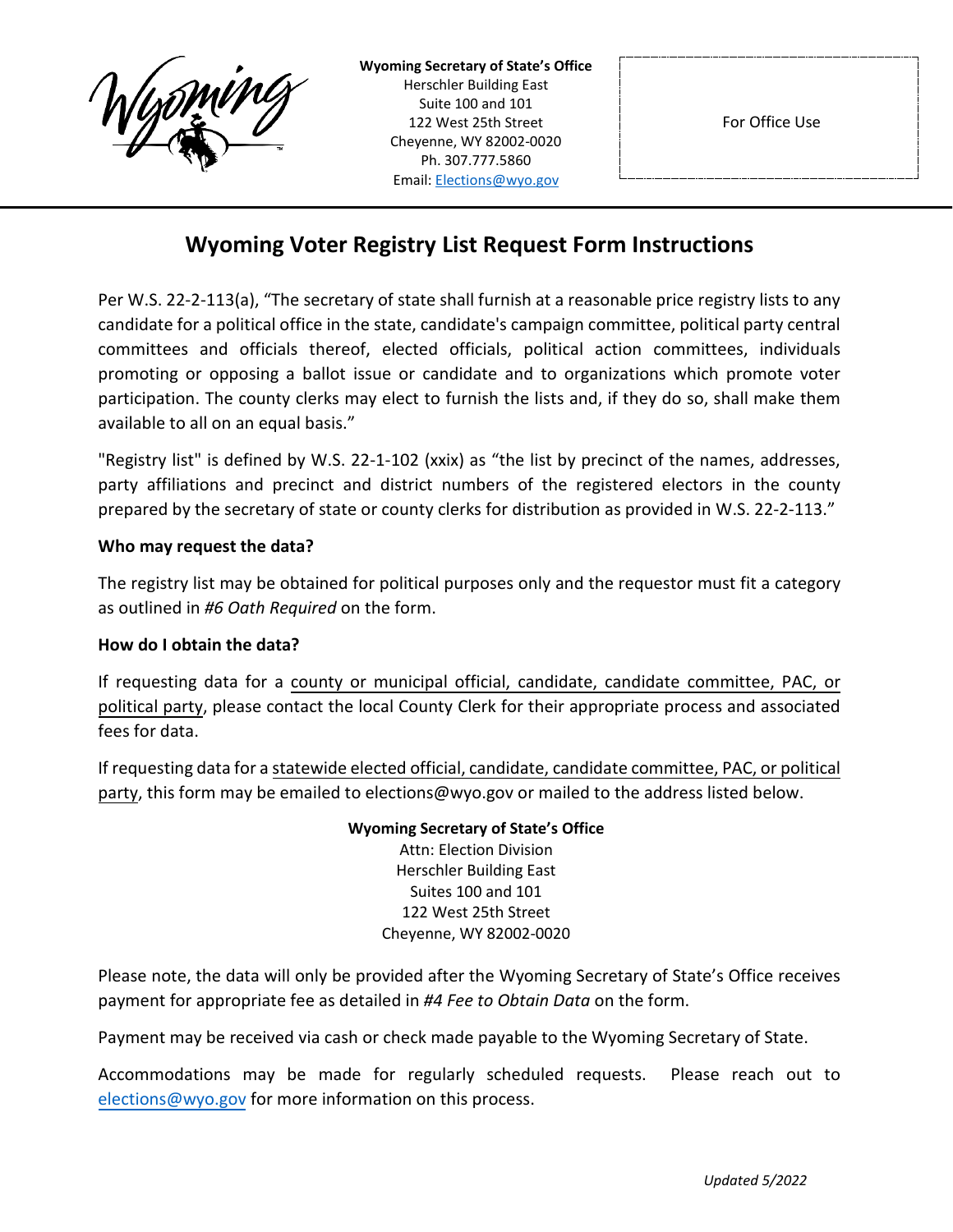**Wyoming Secretary of State's Office**
Herschler Building East
Suite 100 and 101
122 West 25th Street
Cheyenne, WY 82002-0020
Ph. 307.777.5860
Email: Elections@wyo.gov

For Office Use

# Wyoming Voter Registry List Request Form Instructions

Per W.S. 22-2-113(a), "The secretary of state shall furnish at a reasonable price registry lists to any candidate for a political office in the state, candidate's campaign committee, political party central committees and officials thereof, elected officials, political action committees, individuals promoting or opposing a ballot issue or candidate and to organizations which promote voter participation. The county clerks may elect to furnish the lists and, if they do so, shall make them available to all on an equal basis."

"Registry list" is defined by W.S. 22-1-102 (xxix) as "the list by precinct of the names, addresses, party affiliations and precinct and district numbers of the registered electors in the county prepared by the secretary of state or county clerks for distribution as provided in W.S. 22-2-113."

**Who may request the data?**

The registry list may be obtained for political purposes only and the requestor must fit a category as outlined in *#6 Oath Required* on the form.

**How do I obtain the data?**

If requesting data for a county or municipal official, candidate, candidate committee, PAC, or political party, please contact the local County Clerk for their appropriate process and associated fees for data.

If requesting data for a statewide elected official, candidate, candidate committee, PAC, or political party, this form may be emailed to elections@wyo.gov or mailed to the address listed below.

**Wyoming Secretary of State's Office**
Attn: Election Division
Herschler Building East
Suites 100 and 101
122 West 25th Street
Cheyenne, WY 82002-0020

Please note, the data will only be provided after the Wyoming Secretary of State's Office receives payment for appropriate fee as detailed in *#4 Fee to Obtain Data* on the form.

Payment may be received via cash or check made payable to the Wyoming Secretary of State.

Accommodations may be made for regularly scheduled requests. Please reach out to elections@wyo.gov for more information on this process.

*Updated 5/2022*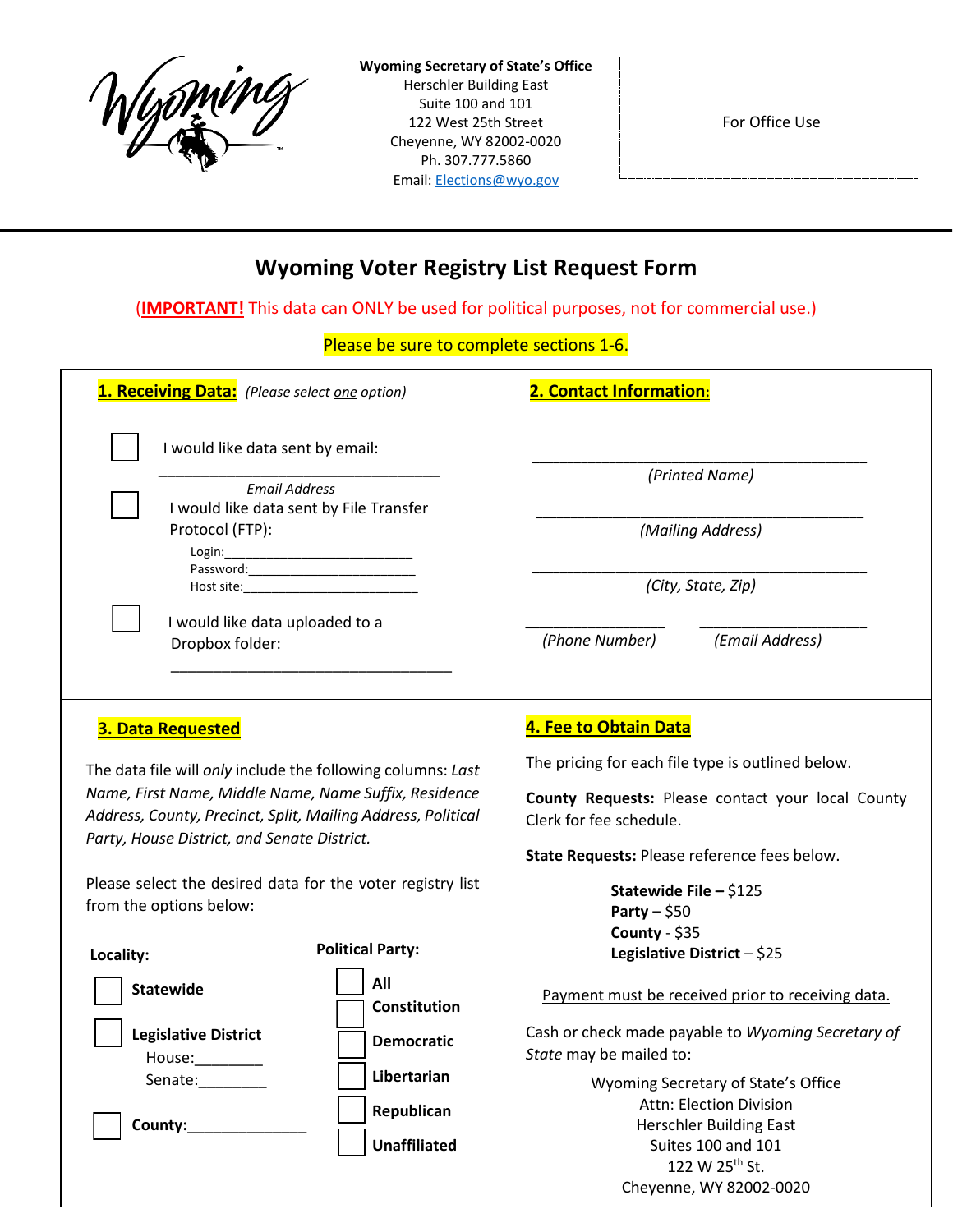Wyoming Secretary of State's Office
Herschler Building East
Suite 100 and 101
122 West 25th Street
Cheyenne, WY 82002-0020
Ph. 307.777.5860
Email: Elections@wyo.gov

For Office Use

# Wyoming Voter Registry List Request Form

(**IMPORTANT!** This data can ONLY be used for political purposes, not for commercial use.)

Please be sure to complete sections 1-6.

## 1. Receiving Data: *(Please select one option)*

☐ I would like data sent by email:

___________________________________
*Email Address*

☐ I would like data sent by File Transfer Protocol (FTP):

Login:___________________________
Password:________________________
Host site:_________________________

☐ I would like data uploaded to a Dropbox folder:

___________________________________

## 2. Contact Information:

___________________________________________
*(Printed Name)*

___________________________________________
*(Mailing Address)*

___________________________________________
*(City, State, Zip)*

_________________ _____________________
*(Phone Number)* *(Email Address)*

## 3. Data Requested

The data file will *only* include the following columns: *Last Name, First Name, Middle Name, Name Suffix, Residence Address, County, Precinct, Split, Mailing Address, Political Party, House District, and Senate District.*

Please select the desired data for the voter registry list from the options below:

**Locality:**

☐ **Statewide**

☐ **Legislative District**
House:________
Senate:________

☐ **County:**______________

**Political Party:**

☐ **All**
☐ **Constitution**
☐ **Democratic**
☐ **Libertarian**
☐ **Republican**
☐ **Unaffiliated**

## 4. Fee to Obtain Data

The pricing for each file type is outlined below.

**County Requests:** Please contact your local County Clerk for fee schedule.

**State Requests:** Please reference fees below.

**Statewide File –** $125
**Party** – $50
**County** - $35
**Legislative District** – $25

Payment must be received prior to receiving data.

Cash or check made payable to *Wyoming Secretary of State* may be mailed to:

Wyoming Secretary of State's Office
Attn: Election Division
Herschler Building East
Suites 100 and 101
122 W 25th St.
Cheyenne, WY 82002-0020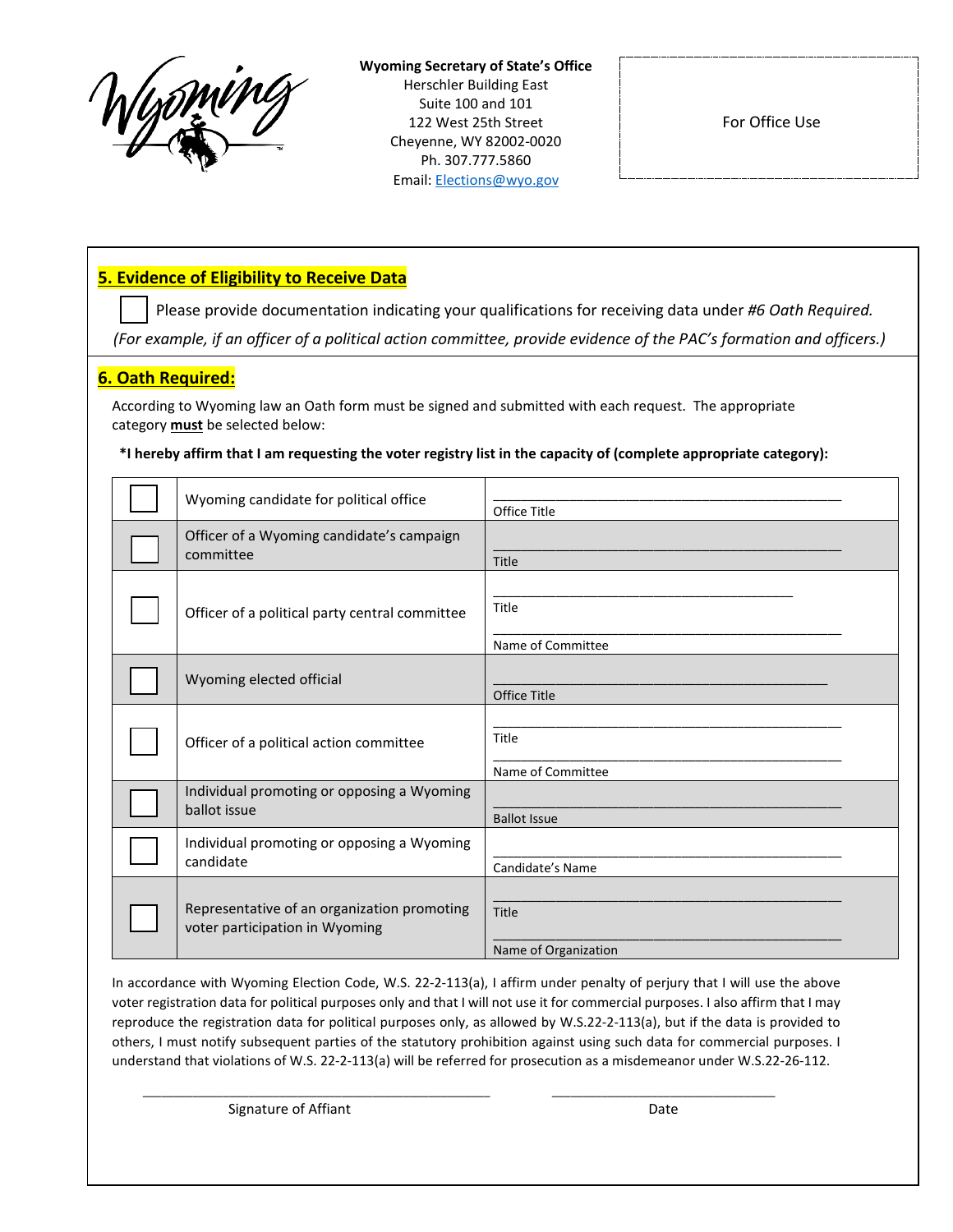**Wyoming Secretary of State's Office**
Herschler Building East
Suite 100 and 101
122 West 25th Street
Cheyenne, WY 82002-0020
Ph. 307.777.5860
Email: Elections@wyo.gov

For Office Use

## 5. Evidence of Eligibility to Receive Data

☐ Please provide documentation indicating your qualifications for receiving data under *#6 Oath Required.*

*(For example, if an officer of a political action committee, provide evidence of the PAC's formation and officers.)*

## 6. Oath Required:

According to Wyoming law an Oath form must be signed and submitted with each request. The appropriate category **must** be selected below:

**\*I hereby affirm that I am requesting the voter registry list in the capacity of (complete appropriate category):**

| | | |
|---|---|---|
| ☐ | Wyoming candidate for political office | ______________________ Office Title |
| ☐ | Officer of a Wyoming candidate's campaign committee | ______________________ Title |
| ☐ | Officer of a political party central committee | ______________________ Title<br>______________________ Name of Committee |
| ☐ | Wyoming elected official | ______________________ Office Title |
| ☐ | Officer of a political action committee | ______________________ Title<br>______________________ Name of Committee |
| ☐ | Individual promoting or opposing a Wyoming ballot issue | ______________________ Ballot Issue |
| ☐ | Individual promoting or opposing a Wyoming candidate | ______________________ Candidate's Name |
| ☐ | Representative of an organization promoting voter participation in Wyoming | ______________________ Title<br>______________________ Name of Organization |

In accordance with Wyoming Election Code, W.S. 22-2-113(a), I affirm under penalty of perjury that I will use the above voter registration data for political purposes only and that I will not use it for commercial purposes. I also affirm that I may reproduce the registration data for political purposes only, as allowed by W.S.22-2-113(a), but if the data is provided to others, I must notify subsequent parties of the statutory prohibition against using such data for commercial purposes. I understand that violations of W.S. 22-2-113(a) will be referred for prosecution as a misdemeanor under W.S.22-26-112.

______________________________ Signature of Affiant

______________________ Date